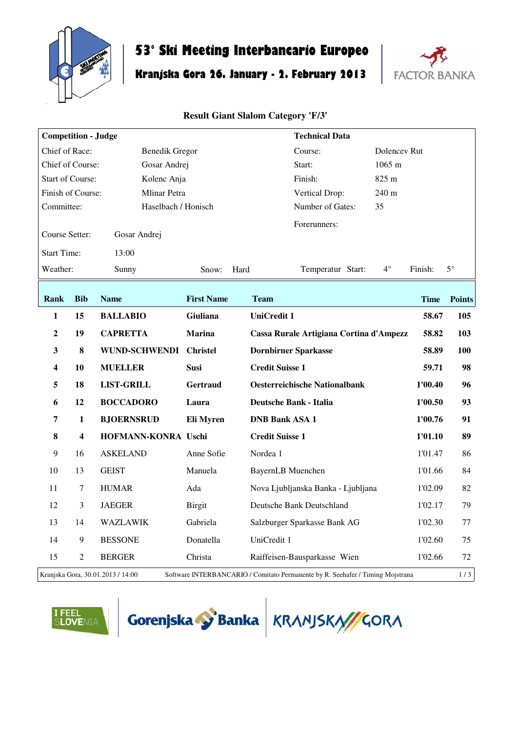# 53° Ski Meeting Interbancario Europeo

## Kranjska Gora 26. January - 2. February 2013

FACTOR BANKA

### Result Giant Slalom Category 'F/3'

| Competition - Judge | | Technical Data | |
|---|---|---|---|
| Chief of Race: | Benedik Gregor | Course: | Dolencev Rut |
| Chief of Course: | Gosar Andrej | Start: | 1065 m |
| Start of Course: | Kolenc Anja | Finish: | 825 m |
| Finish of Course: | Mlinar Petra | Vertical Drop: | 240 m |
| Committee: | Haselbach / Honisch | Number of Gates: | 35 |
| | | Forerunners: | |
| Course Setter: | Gosar Andrej | | |
| Start Time: | 13:00 | | |

Weather: Sunny   Snow: Hard   Temperatur Start: 4°   Finish: 5°

| Rank | Bib | Name | First Name | Team | Time | Points |
|---|---|---|---|---|---|---|
| **1** | **15** | **BALLABIO** | **Giuliana** | **UniCredit 1** | **58.67** | **105** |
| **2** | **19** | **CAPRETTA** | **Marina** | **Cassa Rurale Artigiana Cortina d'Ampezz** | **58.82** | **103** |
| **3** | **8** | **WUND-SCHWENDI** | **Christel** | **Dornbirner Sparkasse** | **58.89** | **100** |
| **4** | **10** | **MUELLER** | **Susi** | **Credit Suisse 1** | **59.71** | **98** |
| **5** | **18** | **LIST-GRILL** | **Gertraud** | **Oesterreichische Nationalbank** | **1'00.40** | **96** |
| **6** | **12** | **BOCCADORO** | **Laura** | **Deutsche Bank - Italia** | **1'00.50** | **93** |
| **7** | **1** | **BJOERNSRUD** | **Eli Myren** | **DNB Bank ASA 1** | **1'00.76** | **91** |
| **8** | **4** | **HOFMANN-KONRA** | **Uschi** | **Credit Suisse 1** | **1'01.10** | **89** |
| 9 | 16 | ASKELAND | Anne Sofie | Nordea 1 | 1'01.47 | 86 |
| 10 | 13 | GEIST | Manuela | BayernLB Muenchen | 1'01.66 | 84 |
| 11 | 7 | HUMAR | Ada | Nova Ljubljanska Banka - Ljubljana | 1'02.09 | 82 |
| 12 | 3 | JAEGER | Birgit | Deutsche Bank Deutschland | 1'02.17 | 79 |
| 13 | 14 | WAZLAWIK | Gabriela | Salzburger Sparkasse Bank AG | 1'02.30 | 77 |
| 14 | 9 | BESSONE | Donatella | UniCredit 1 | 1'02.60 | 75 |
| 15 | 2 | BERGER | Christa | Raiffeisen-Bausparkasse Wien | 1'02.66 | 72 |

Kranjska Gora, 30.01.2013 / 14:00   Software INTERBANCARIO / Comitato Permanente by R. Seehafer / Timing Mojstrana

I FEEL SLOVENIA   Gorenjska Banka   KRANJSKA GORA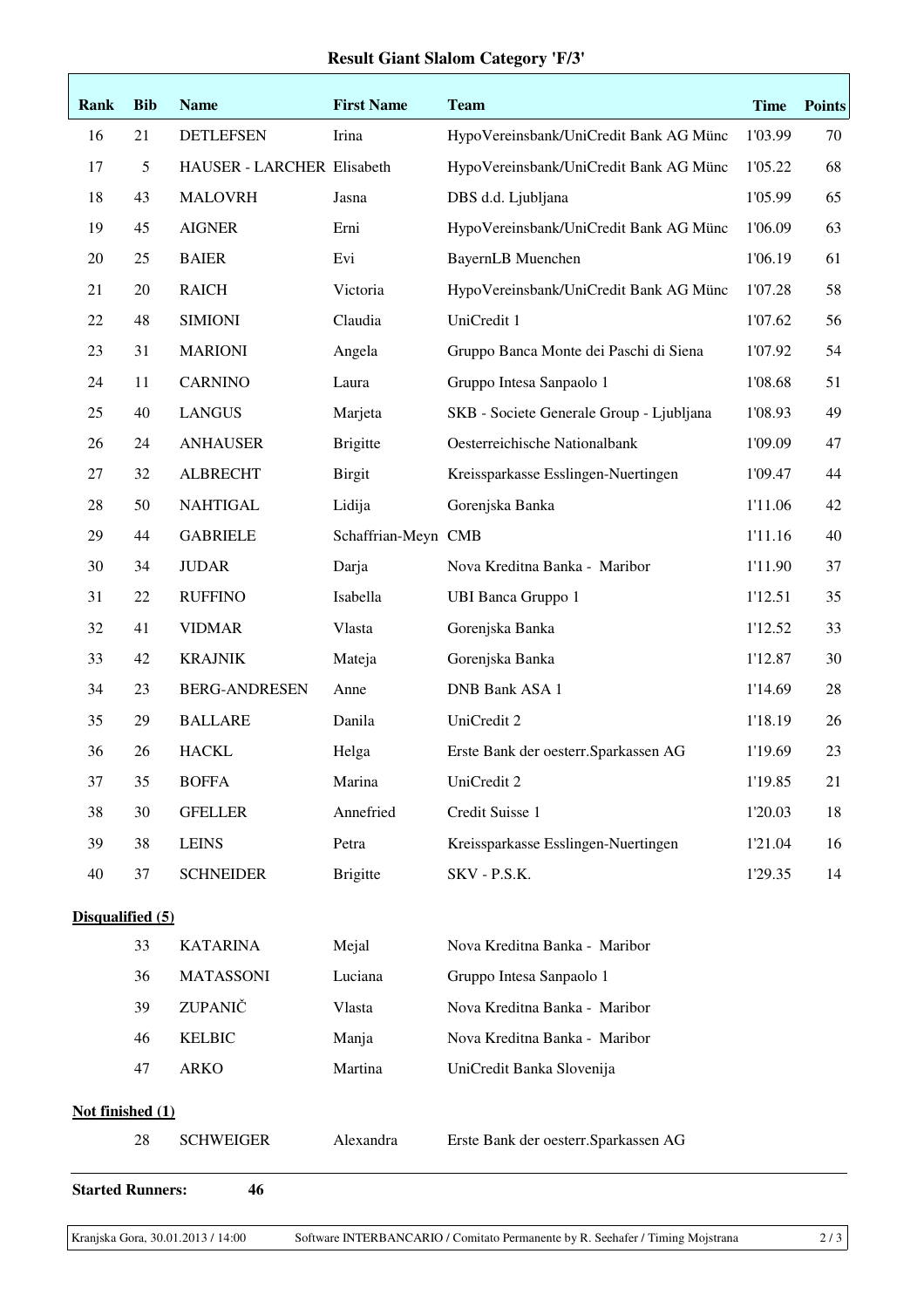# Result Giant Slalom Category 'F/3'

| Rank | Bib | Name | First Name | Team | Time | Points |
|---|---|---|---|---|---|---|
| 16 | 21 | DETLEFSEN | Irina | HypoVereinsbank/UniCredit Bank AG Münc | 1'03.99 | 70 |
| 17 | 5 | HAUSER - LARCHER | Elisabeth | HypoVereinsbank/UniCredit Bank AG Münc | 1'05.22 | 68 |
| 18 | 43 | MALOVRH | Jasna | DBS d.d. Ljubljana | 1'05.99 | 65 |
| 19 | 45 | AIGNER | Erni | HypoVereinsbank/UniCredit Bank AG Münc | 1'06.09 | 63 |
| 20 | 25 | BAIER | Evi | BayernLB Muenchen | 1'06.19 | 61 |
| 21 | 20 | RAICH | Victoria | HypoVereinsbank/UniCredit Bank AG Münc | 1'07.28 | 58 |
| 22 | 48 | SIMIONI | Claudia | UniCredit 1 | 1'07.62 | 56 |
| 23 | 31 | MARIONI | Angela | Gruppo Banca Monte dei Paschi di Siena | 1'07.92 | 54 |
| 24 | 11 | CARNINO | Laura | Gruppo Intesa Sanpaolo 1 | 1'08.68 | 51 |
| 25 | 40 | LANGUS | Marjeta | SKB - Societe Generale Group - Ljubljana | 1'08.93 | 49 |
| 26 | 24 | ANHAUSER | Brigitte | Oesterreichische Nationalbank | 1'09.09 | 47 |
| 27 | 32 | ALBRECHT | Birgit | Kreissparkasse Esslingen-Nuertingen | 1'09.47 | 44 |
| 28 | 50 | NAHTIGAL | Lidija | Gorenjska Banka | 1'11.06 | 42 |
| 29 | 44 | GABRIELE | Schaffrian-Meyn | CMB | 1'11.16 | 40 |
| 30 | 34 | JUDAR | Darja | Nova Kreditna Banka - Maribor | 1'11.90 | 37 |
| 31 | 22 | RUFFINO | Isabella | UBI Banca Gruppo 1 | 1'12.51 | 35 |
| 32 | 41 | VIDMAR | Vlasta | Gorenjska Banka | 1'12.52 | 33 |
| 33 | 42 | KRAJNIK | Mateja | Gorenjska Banka | 1'12.87 | 30 |
| 34 | 23 | BERG-ANDRESEN | Anne | DNB Bank ASA 1 | 1'14.69 | 28 |
| 35 | 29 | BALLARE | Danila | UniCredit 2 | 1'18.19 | 26 |
| 36 | 26 | HACKL | Helga | Erste Bank der oesterr.Sparkassen AG | 1'19.69 | 23 |
| 37 | 35 | BOFFA | Marina | UniCredit 2 | 1'19.85 | 21 |
| 38 | 30 | GFELLER | Annefried | Credit Suisse 1 | 1'20.03 | 18 |
| 39 | 38 | LEINS | Petra | Kreissparkasse Esslingen-Nuertingen | 1'21.04 | 16 |
| 40 | 37 | SCHNEIDER | Brigitte | SKV - P.S.K. | 1'29.35 | 14 |

**Disqualified (5)**

| Bib | Name | First Name | Team |
|---|---|---|---|
| 33 | KATARINA | Mejal | Nova Kreditna Banka - Maribor |
| 36 | MATASSONI | Luciana | Gruppo Intesa Sanpaolo 1 |
| 39 | ZUPANIČ | Vlasta | Nova Kreditna Banka - Maribor |
| 46 | KELBIC | Manja | Nova Kreditna Banka - Maribor |
| 47 | ARKO | Martina | UniCredit Banka Slovenija |

**Not finished (1)**

| Bib | Name | First Name | Team |
|---|---|---|---|
| 28 | SCHWEIGER | Alexandra | Erste Bank der oesterr.Sparkassen AG |

**Started Runners:** 46

Kranjska Gora, 30.01.2013 / 14:00 — Software INTERBANCARIO / Comitato Permanente by R. Seehafer / Timing Mojstrana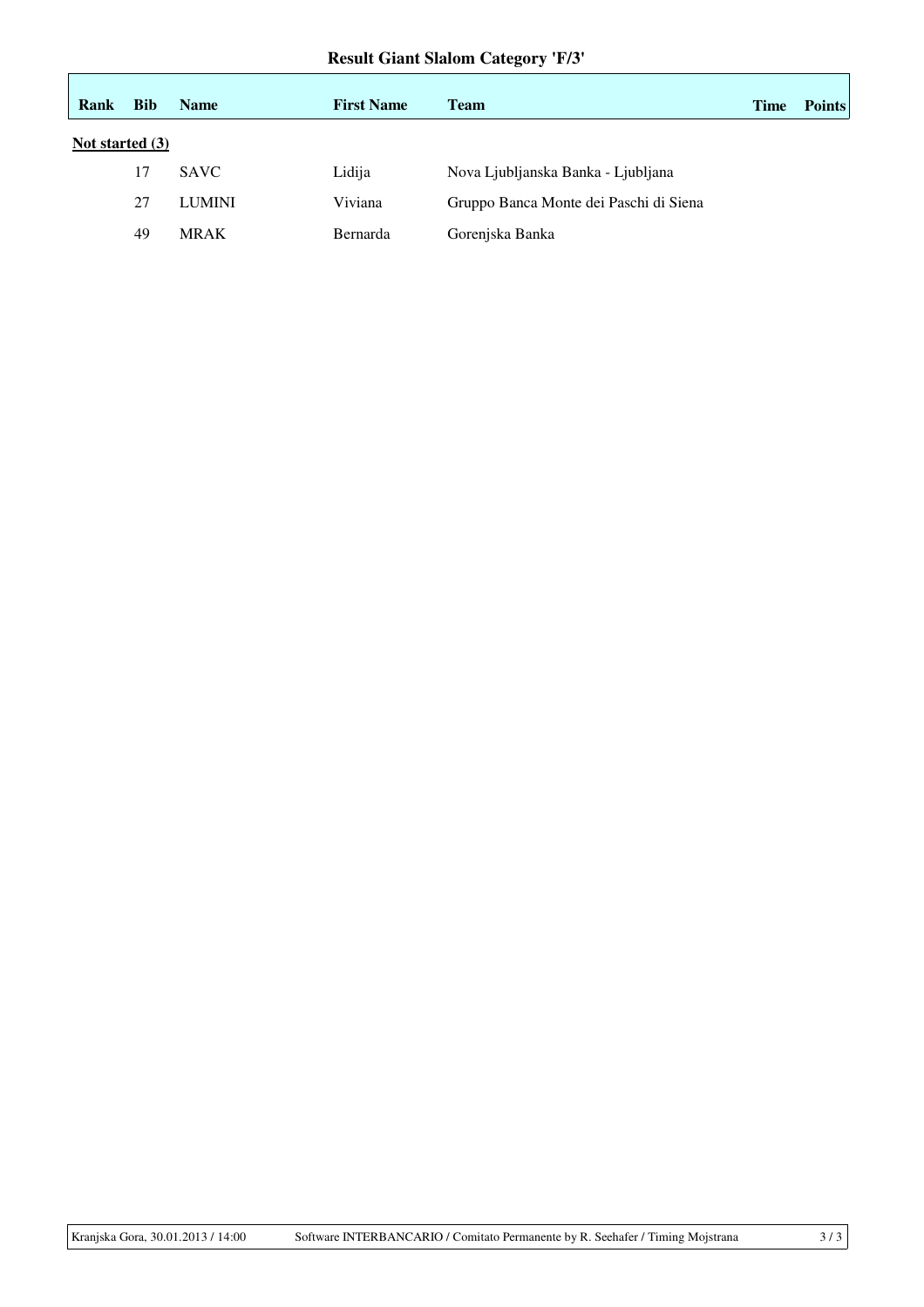## Result Giant Slalom Category 'F/3'

| Rank | Bib | Name | First Name | Team | Time | Points |
|---|---|---|---|---|---|---|
| **Not started (3)** | | | | | | |
| | 17 | SAVC | Lidija | Nova Ljubljanska Banka - Ljubljana | | |
| | 27 | LUMINI | Viviana | Gruppo Banca Monte dei Paschi di Siena | | |
| | 49 | MRAK | Bernarda | Gorenjska Banka | | |

Kranjska Gora, 30.01.2013 / 14:00    Software INTERBANCARIO / Comitato Permanente by R. Seehafer / Timing Mojstrana